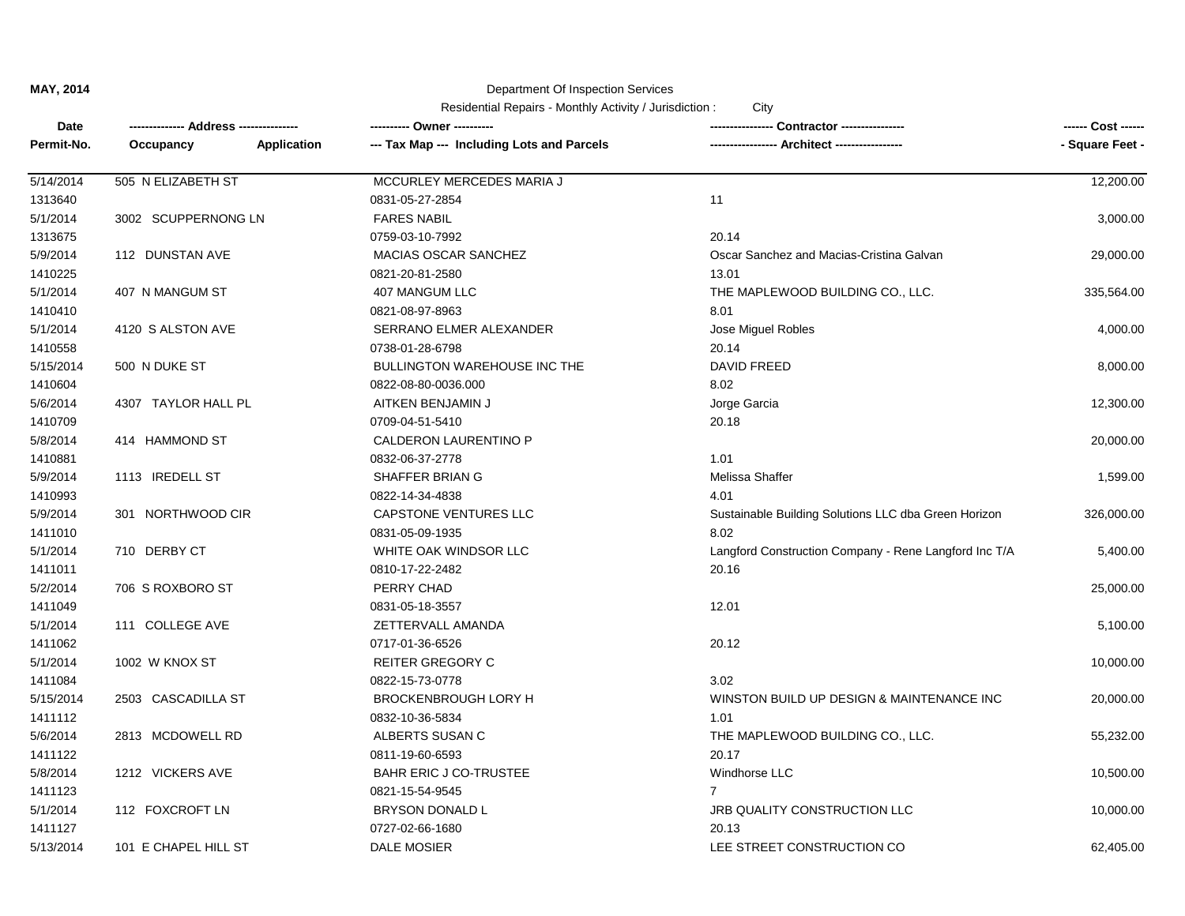**MAY, 2014**

Department Of Inspection Services

Residential Repairs - Monthly Activity / Jurisdiction : City

| Date<br>Permit-No. | ------------- Address --------------<br>Occupancy Application | ---------- Owner ----------<br>--- Tax Map --- Including Lots and Parcels | --------------- Contractor ---------------<br>---------------- Architect ---------------- | ------ Cost ------<br>- Square Feet - |
|---|---|---|---|---|
| 5/14/2014<br>1313640 | 505 N ELIZABETH ST | MCCURLEY MERCEDES MARIA J<br>0831-05-27-2854 | <br>11 | 12,200.00 |
| 5/1/2014<br>1313675 | 3002 SCUPPERNONG LN | FARES NABIL<br>0759-03-10-7992 | <br>20.14 | 3,000.00 |
| 5/9/2014<br>1410225 | 112 DUNSTAN AVE | MACIAS OSCAR SANCHEZ<br>0821-20-81-2580 | Oscar Sanchez and Macias-Cristina Galvan<br>13.01 | 29,000.00 |
| 5/1/2014<br>1410410 | 407 N MANGUM ST | 407 MANGUM LLC<br>0821-08-97-8963 | THE MAPLEWOOD BUILDING CO., LLC.<br>8.01 | 335,564.00 |
| 5/1/2014<br>1410558 | 4120 S ALSTON AVE | SERRANO ELMER ALEXANDER<br>0738-01-28-6798 | Jose Miguel Robles<br>20.14 | 4,000.00 |
| 5/15/2014<br>1410604 | 500 N DUKE ST | BULLINGTON WAREHOUSE INC THE<br>0822-08-80-0036.000 | DAVID FREED<br>8.02 | 8,000.00 |
| 5/6/2014<br>1410709 | 4307 TAYLOR HALL PL | AITKEN BENJAMIN J<br>0709-04-51-5410 | Jorge Garcia<br>20.18 | 12,300.00 |
| 5/8/2014<br>1410881 | 414 HAMMOND ST | CALDERON LAURENTINO P<br>0832-06-37-2778 | <br>1.01 | 20,000.00 |
| 5/9/2014<br>1410993 | 1113 IREDELL ST | SHAFFER BRIAN G<br>0822-14-34-4838 | Melissa Shaffer<br>4.01 | 1,599.00 |
| 5/9/2014<br>1411010 | 301 NORTHWOOD CIR | CAPSTONE VENTURES LLC<br>0831-05-09-1935 | Sustainable Building Solutions LLC dba Green Horizon<br>8.02 | 326,000.00 |
| 5/1/2014<br>1411011 | 710 DERBY CT | WHITE OAK WINDSOR LLC<br>0810-17-22-2482 | Langford Construction Company - Rene Langford Inc T/A<br>20.16 | 5,400.00 |
| 5/2/2014<br>1411049 | 706 S ROXBORO ST | PERRY CHAD<br>0831-05-18-3557 | <br>12.01 | 25,000.00 |
| 5/1/2014<br>1411062 | 111 COLLEGE AVE | ZETTERVALL AMANDA<br>0717-01-36-6526 | <br>20.12 | 5,100.00 |
| 5/1/2014<br>1411084 | 1002 W KNOX ST | REITER GREGORY C<br>0822-15-73-0778 | <br>3.02 | 10,000.00 |
| 5/15/2014<br>1411112 | 2503 CASCADILLA ST | BROCKENBROUGH LORY H<br>0832-10-36-5834 | WINSTON BUILD UP DESIGN & MAINTENANCE INC<br>1.01 | 20,000.00 |
| 5/6/2014<br>1411122 | 2813 MCDOWELL RD | ALBERTS SUSAN C<br>0811-19-60-6593 | THE MAPLEWOOD BUILDING CO., LLC.<br>20.17 | 55,232.00 |
| 5/8/2014<br>1411123 | 1212 VICKERS AVE | BAHR ERIC J CO-TRUSTEE<br>0821-15-54-9545 | Windhorse LLC<br>7 | 10,500.00 |
| 5/1/2014<br>1411127 | 112 FOXCROFT LN | BRYSON DONALD L<br>0727-02-66-1680 | JRB QUALITY CONSTRUCTION LLC<br>20.13 | 10,000.00 |
| 5/13/2014 | 101 E CHAPEL HILL ST | DALE MOSIER | LEE STREET CONSTRUCTION CO | 62,405.00 |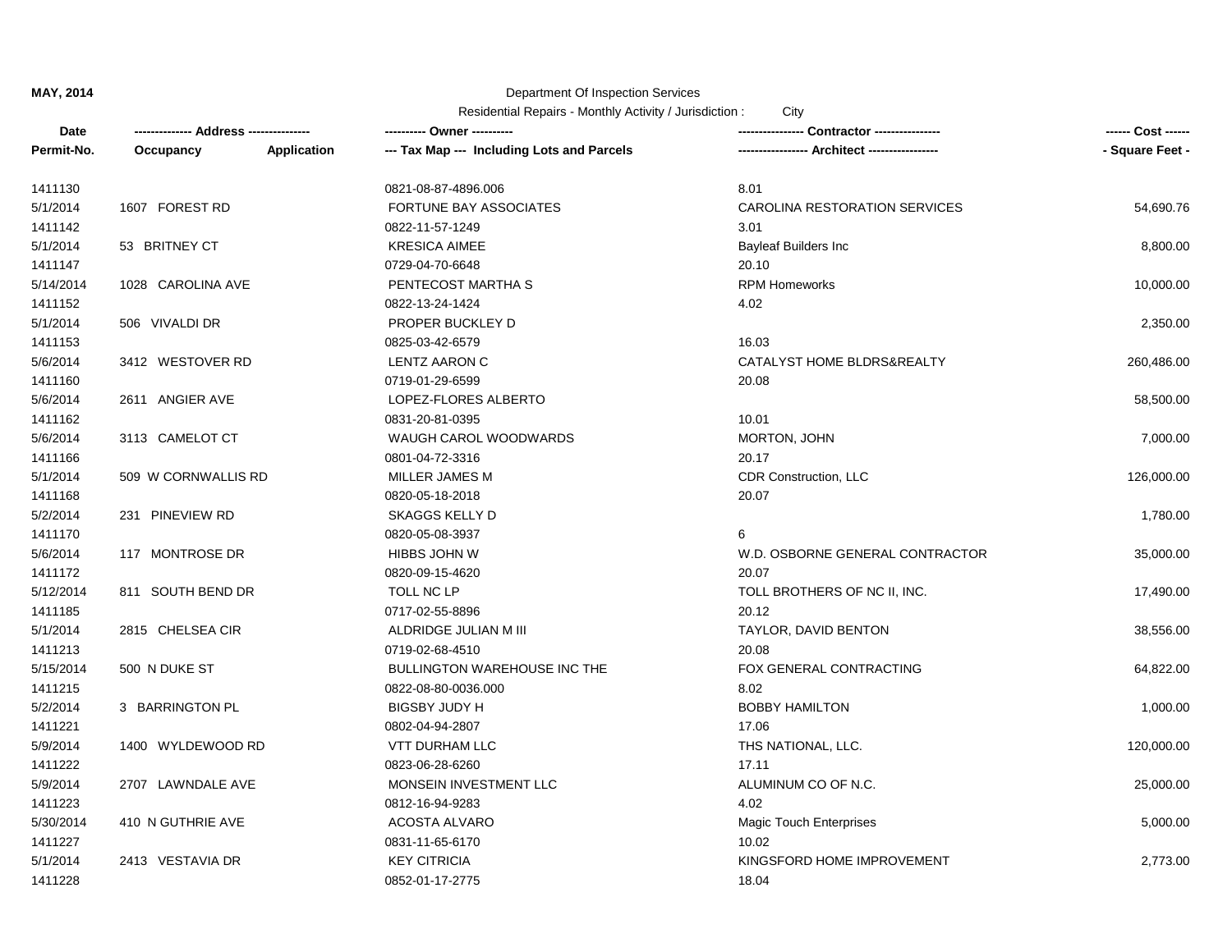**MAY, 2014**

Department Of Inspection Services

Residential Repairs - Monthly Activity / Jurisdiction : City

| Date | ------------- Address -------------- | | ---------- Owner ---------- | --------------- Contractor --------------- | ------ Cost ------ |
|---|---|---|---|---|---|
| Permit-No. | Occupancy | Application | --- Tax Map --- Including Lots and Parcels | ---------------- Architect ---------------- | - Square Feet - |
| 1411130 | | | 0821-08-87-4896.006 | 8.01 | |
| 5/1/2014 | 1607 FOREST RD | | FORTUNE BAY ASSOCIATES | CAROLINA RESTORATION SERVICES | 54,690.76 |
| 1411142 | | | 0822-11-57-1249 | 3.01 | |
| 5/1/2014 | 53 BRITNEY CT | | KRESICA AIMEE | Bayleaf Builders Inc | 8,800.00 |
| 1411147 | | | 0729-04-70-6648 | 20.10 | |
| 5/14/2014 | 1028 CAROLINA AVE | | PENTECOST MARTHA S | RPM Homeworks | 10,000.00 |
| 1411152 | | | 0822-13-24-1424 | 4.02 | |
| 5/1/2014 | 506 VIVALDI DR | | PROPER BUCKLEY D | | 2,350.00 |
| 1411153 | | | 0825-03-42-6579 | 16.03 | |
| 5/6/2014 | 3412 WESTOVER RD | | LENTZ AARON C | CATALYST HOME BLDRS&REALTY | 260,486.00 |
| 1411160 | | | 0719-01-29-6599 | 20.08 | |
| 5/6/2014 | 2611 ANGIER AVE | | LOPEZ-FLORES ALBERTO | | 58,500.00 |
| 1411162 | | | 0831-20-81-0395 | 10.01 | |
| 5/6/2014 | 3113 CAMELOT CT | | WAUGH CAROL WOODWARDS | MORTON, JOHN | 7,000.00 |
| 1411166 | | | 0801-04-72-3316 | 20.17 | |
| 5/1/2014 | 509 W CORNWALLIS RD | | MILLER JAMES M | CDR Construction, LLC | 126,000.00 |
| 1411168 | | | 0820-05-18-2018 | 20.07 | |
| 5/2/2014 | 231 PINEVIEW RD | | SKAGGS KELLY D | | 1,780.00 |
| 1411170 | | | 0820-05-08-3937 | 6 | |
| 5/6/2014 | 117 MONTROSE DR | | HIBBS JOHN W | W.D. OSBORNE GENERAL CONTRACTOR | 35,000.00 |
| 1411172 | | | 0820-09-15-4620 | 20.07 | |
| 5/12/2014 | 811 SOUTH BEND DR | | TOLL NC LP | TOLL BROTHERS OF NC II, INC. | 17,490.00 |
| 1411185 | | | 0717-02-55-8896 | 20.12 | |
| 5/1/2014 | 2815 CHELSEA CIR | | ALDRIDGE JULIAN M III | TAYLOR, DAVID BENTON | 38,556.00 |
| 1411213 | | | 0719-02-68-4510 | 20.08 | |
| 5/15/2014 | 500 N DUKE ST | | BULLINGTON WAREHOUSE INC THE | FOX GENERAL CONTRACTING | 64,822.00 |
| 1411215 | | | 0822-08-80-0036.000 | 8.02 | |
| 5/2/2014 | 3 BARRINGTON PL | | BIGSBY JUDY H | BOBBY HAMILTON | 1,000.00 |
| 1411221 | | | 0802-04-94-2807 | 17.06 | |
| 5/9/2014 | 1400 WYLDEWOOD RD | | VTT DURHAM LLC | THS NATIONAL, LLC. | 120,000.00 |
| 1411222 | | | 0823-06-28-6260 | 17.11 | |
| 5/9/2014 | 2707 LAWNDALE AVE | | MONSEIN INVESTMENT LLC | ALUMINUM CO OF N.C. | 25,000.00 |
| 1411223 | | | 0812-16-94-9283 | 4.02 | |
| 5/30/2014 | 410 N GUTHRIE AVE | | ACOSTA ALVARO | Magic Touch Enterprises | 5,000.00 |
| 1411227 | | | 0831-11-65-6170 | 10.02 | |
| 5/1/2014 | 2413 VESTAVIA DR | | KEY CITRICIA | KINGSFORD HOME IMPROVEMENT | 2,773.00 |
| 1411228 | | | 0852-01-17-2775 | 18.04 | |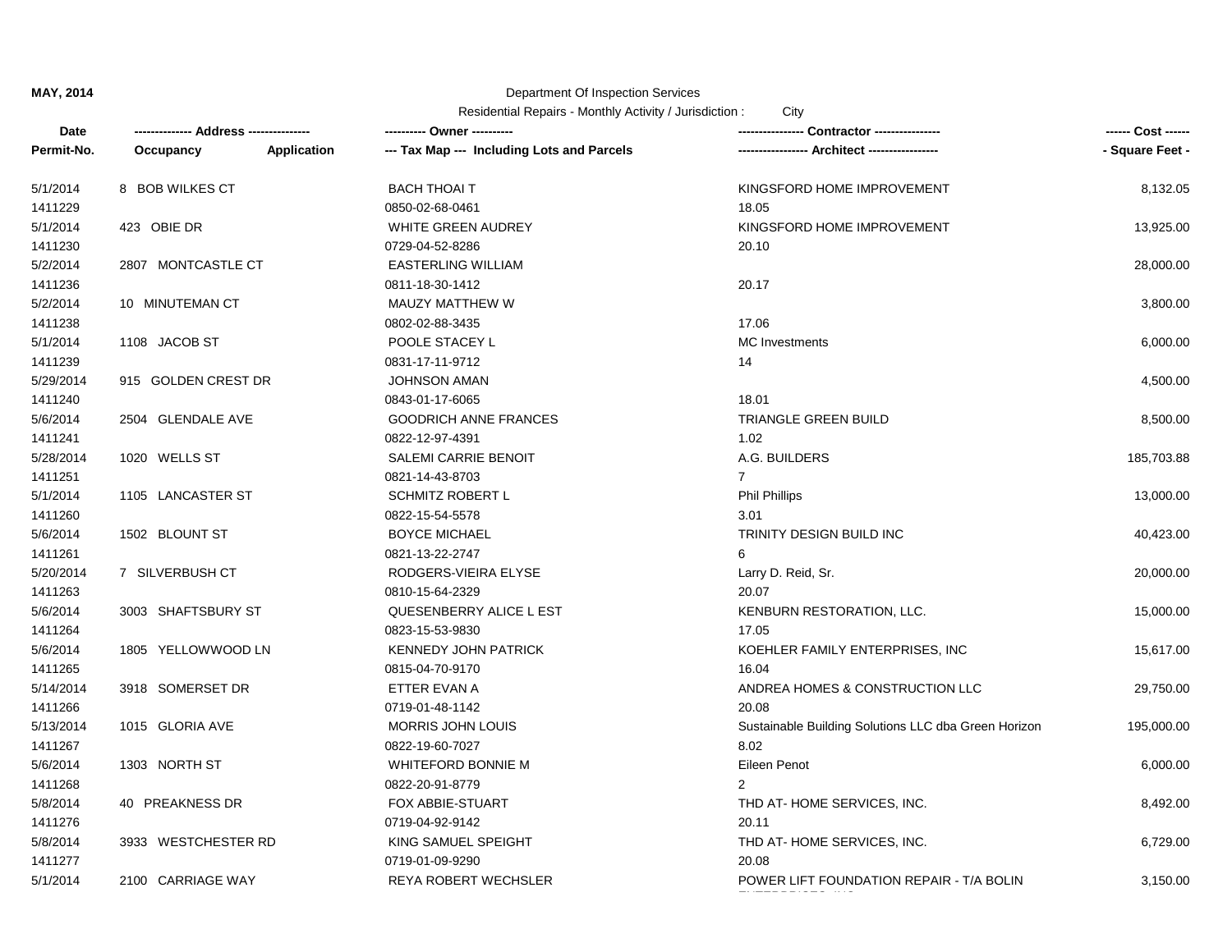**MAY, 2014**

Department Of Inspection Services

Residential Repairs - Monthly Activity / Jurisdiction : City

| Date<br>Permit-No. | ------------- Address -------------<br>Occupancy Application | ---------- Owner ----------<br>--- Tax Map --- Including Lots and Parcels | --------------- Contractor ---------------<br>---------------- Architect ---------------- | ------ Cost ------<br>- Square Feet - |
|---|---|---|---|---|
| 5/1/2014<br>1411229 | 8 BOB WILKES CT | BACH THOAI T<br>0850-02-68-0461 | KINGSFORD HOME IMPROVEMENT<br>18.05 | 8,132.05 |
| 5/1/2014<br>1411230 | 423 OBIE DR | WHITE GREEN AUDREY<br>0729-04-52-8286 | KINGSFORD HOME IMPROVEMENT<br>20.10 | 13,925.00 |
| 5/2/2014<br>1411236 | 2807 MONTCASTLE CT | EASTERLING WILLIAM<br>0811-18-30-1412 | <br>20.17 | 28,000.00 |
| 5/2/2014<br>1411238 | 10 MINUTEMAN CT | MAUZY MATTHEW W<br>0802-02-88-3435 | <br>17.06 | 3,800.00 |
| 5/1/2014<br>1411239 | 1108 JACOB ST | POOLE STACEY L<br>0831-17-11-9712 | MC Investments<br>14 | 6,000.00 |
| 5/29/2014<br>1411240 | 915 GOLDEN CREST DR | JOHNSON AMAN<br>0843-01-17-6065 | <br>18.01 | 4,500.00 |
| 5/6/2014<br>1411241 | 2504 GLENDALE AVE | GOODRICH ANNE FRANCES<br>0822-12-97-4391 | TRIANGLE GREEN BUILD<br>1.02 | 8,500.00 |
| 5/28/2014<br>1411251 | 1020 WELLS ST | SALEMI CARRIE BENOIT<br>0821-14-43-8703 | A.G. BUILDERS<br>7 | 185,703.88 |
| 5/1/2014<br>1411260 | 1105 LANCASTER ST | SCHMITZ ROBERT L<br>0822-15-54-5578 | Phil Phillips<br>3.01 | 13,000.00 |
| 5/6/2014<br>1411261 | 1502 BLOUNT ST | BOYCE MICHAEL<br>0821-13-22-2747 | TRINITY DESIGN BUILD INC<br>6 | 40,423.00 |
| 5/20/2014<br>1411263 | 7 SILVERBUSH CT | RODGERS-VIEIRA ELYSE<br>0810-15-64-2329 | Larry D. Reid, Sr.<br>20.07 | 20,000.00 |
| 5/6/2014<br>1411264 | 3003 SHAFTSBURY ST | QUESENBERRY ALICE L EST<br>0823-15-53-9830 | KENBURN RESTORATION, LLC.<br>17.05 | 15,000.00 |
| 5/6/2014<br>1411265 | 1805 YELLOWWOOD LN | KENNEDY JOHN PATRICK<br>0815-04-70-9170 | KOEHLER FAMILY ENTERPRISES, INC<br>16.04 | 15,617.00 |
| 5/14/2014<br>1411266 | 3918 SOMERSET DR | ETTER EVAN A<br>0719-01-48-1142 | ANDREA HOMES & CONSTRUCTION LLC<br>20.08 | 29,750.00 |
| 5/13/2014<br>1411267 | 1015 GLORIA AVE | MORRIS JOHN LOUIS<br>0822-19-60-7027 | Sustainable Building Solutions LLC dba Green Horizon<br>8.02 | 195,000.00 |
| 5/6/2014<br>1411268 | 1303 NORTH ST | WHITEFORD BONNIE M<br>0822-20-91-8779 | Eileen Penot<br>2 | 6,000.00 |
| 5/8/2014<br>1411276 | 40 PREAKNESS DR | FOX ABBIE-STUART<br>0719-04-92-9142 | THD AT- HOME SERVICES, INC.<br>20.11 | 8,492.00 |
| 5/8/2014<br>1411277 | 3933 WESTCHESTER RD | KING SAMUEL SPEIGHT<br>0719-01-09-9290 | THD AT- HOME SERVICES, INC.<br>20.08 | 6,729.00 |
| 5/1/2014 | 2100 CARRIAGE WAY | REYA ROBERT WECHSLER | POWER LIFT FOUNDATION REPAIR - T/A BOLIN | 3,150.00 |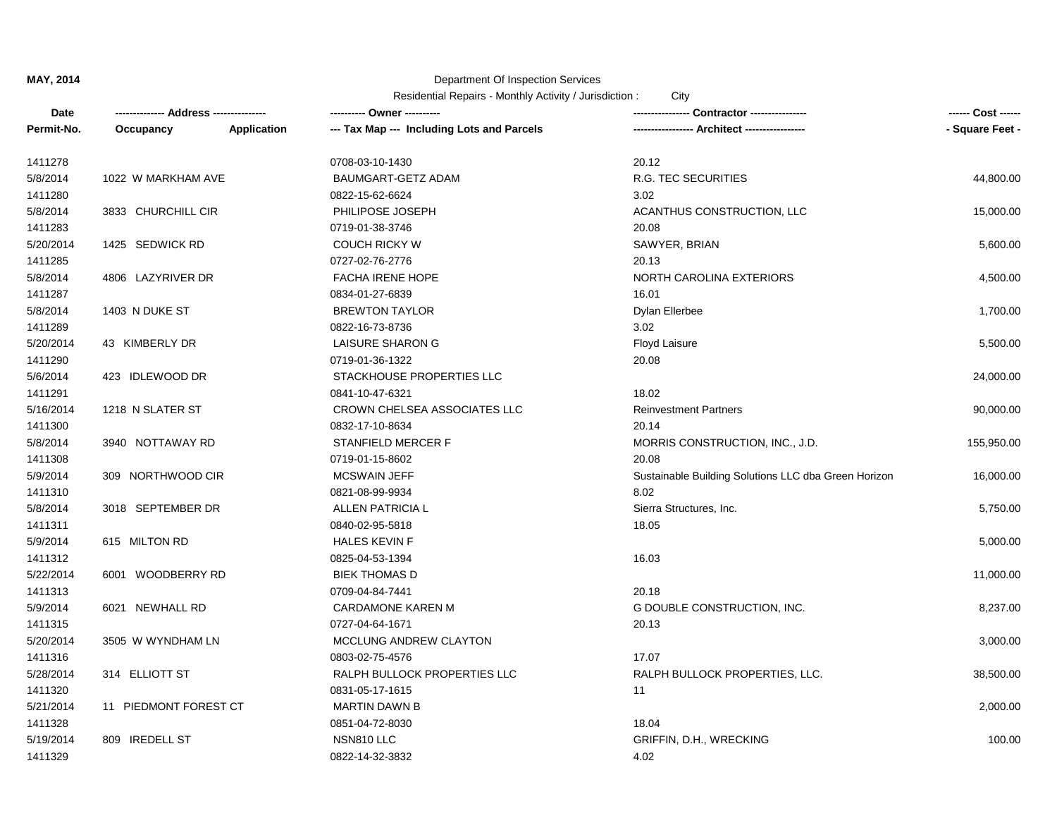**MAY, 2014**

Department Of Inspection Services

Residential Repairs - Monthly Activity / Jurisdiction : City

| Date / Permit-No. | Address / Occupancy | Application | Owner / Tax Map --- Including Lots and Parcels | Contractor / Architect | Cost / Square Feet |
|---|---|---|---|---|---|
| 1411278 | | | 0708-03-10-1430 | 20.12 | |
| 5/8/2014 | 1022 W MARKHAM AVE | | BAUMGART-GETZ ADAM | R.G. TEC SECURITIES | 44,800.00 |
| 1411280 | | | 0822-15-62-6624 | 3.02 | |
| 5/8/2014 | 3833 CHURCHILL CIR | | PHILIPOSE JOSEPH | ACANTHUS CONSTRUCTION, LLC | 15,000.00 |
| 1411283 | | | 0719-01-38-3746 | 20.08 | |
| 5/20/2014 | 1425 SEDWICK RD | | COUCH RICKY W | SAWYER, BRIAN | 5,600.00 |
| 1411285 | | | 0727-02-76-2776 | 20.13 | |
| 5/8/2014 | 4806 LAZYRIVER DR | | FACHA IRENE HOPE | NORTH CAROLINA EXTERIORS | 4,500.00 |
| 1411287 | | | 0834-01-27-6839 | 16.01 | |
| 5/8/2014 | 1403 N DUKE ST | | BREWTON TAYLOR | Dylan Ellerbee | 1,700.00 |
| 1411289 | | | 0822-16-73-8736 | 3.02 | |
| 5/20/2014 | 43 KIMBERLY DR | | LAISURE SHARON G | Floyd Laisure | 5,500.00 |
| 1411290 | | | 0719-01-36-1322 | 20.08 | |
| 5/6/2014 | 423 IDLEWOOD DR | | STACKHOUSE PROPERTIES LLC | | 24,000.00 |
| 1411291 | | | 0841-10-47-6321 | 18.02 | |
| 5/16/2014 | 1218 N SLATER ST | | CROWN CHELSEA ASSOCIATES LLC | Reinvestment Partners | 90,000.00 |
| 1411300 | | | 0832-17-10-8634 | 20.14 | |
| 5/8/2014 | 3940 NOTTAWAY RD | | STANFIELD MERCER F | MORRIS CONSTRUCTION, INC., J.D. | 155,950.00 |
| 1411308 | | | 0719-01-15-8602 | 20.08 | |
| 5/9/2014 | 309 NORTHWOOD CIR | | MCSWAIN JEFF | Sustainable Building Solutions LLC dba Green Horizon | 16,000.00 |
| 1411310 | | | 0821-08-99-9934 | 8.02 | |
| 5/8/2014 | 3018 SEPTEMBER DR | | ALLEN PATRICIA L | Sierra Structures, Inc. | 5,750.00 |
| 1411311 | | | 0840-02-95-5818 | 18.05 | |
| 5/9/2014 | 615 MILTON RD | | HALES KEVIN F | | 5,000.00 |
| 1411312 | | | 0825-04-53-1394 | 16.03 | |
| 5/22/2014 | 6001 WOODBERRY RD | | BIEK THOMAS D | | 11,000.00 |
| 1411313 | | | 0709-04-84-7441 | 20.18 | |
| 5/9/2014 | 6021 NEWHALL RD | | CARDAMONE KAREN M | G DOUBLE CONSTRUCTION, INC. | 8,237.00 |
| 1411315 | | | 0727-04-64-1671 | 20.13 | |
| 5/20/2014 | 3505 W WYNDHAM LN | | MCCLUNG ANDREW CLAYTON | | 3,000.00 |
| 1411316 | | | 0803-02-75-4576 | 17.07 | |
| 5/28/2014 | 314 ELLIOTT ST | | RALPH BULLOCK PROPERTIES LLC | RALPH BULLOCK PROPERTIES, LLC. | 38,500.00 |
| 1411320 | | | 0831-05-17-1615 | 11 | |
| 5/21/2014 | 11 PIEDMONT FOREST CT | | MARTIN DAWN B | | 2,000.00 |
| 1411328 | | | 0851-04-72-8030 | 18.04 | |
| 5/19/2014 | 809 IREDELL ST | | NSN810 LLC | GRIFFIN, D.H., WRECKING | 100.00 |
| 1411329 | | | 0822-14-32-3832 | 4.02 | |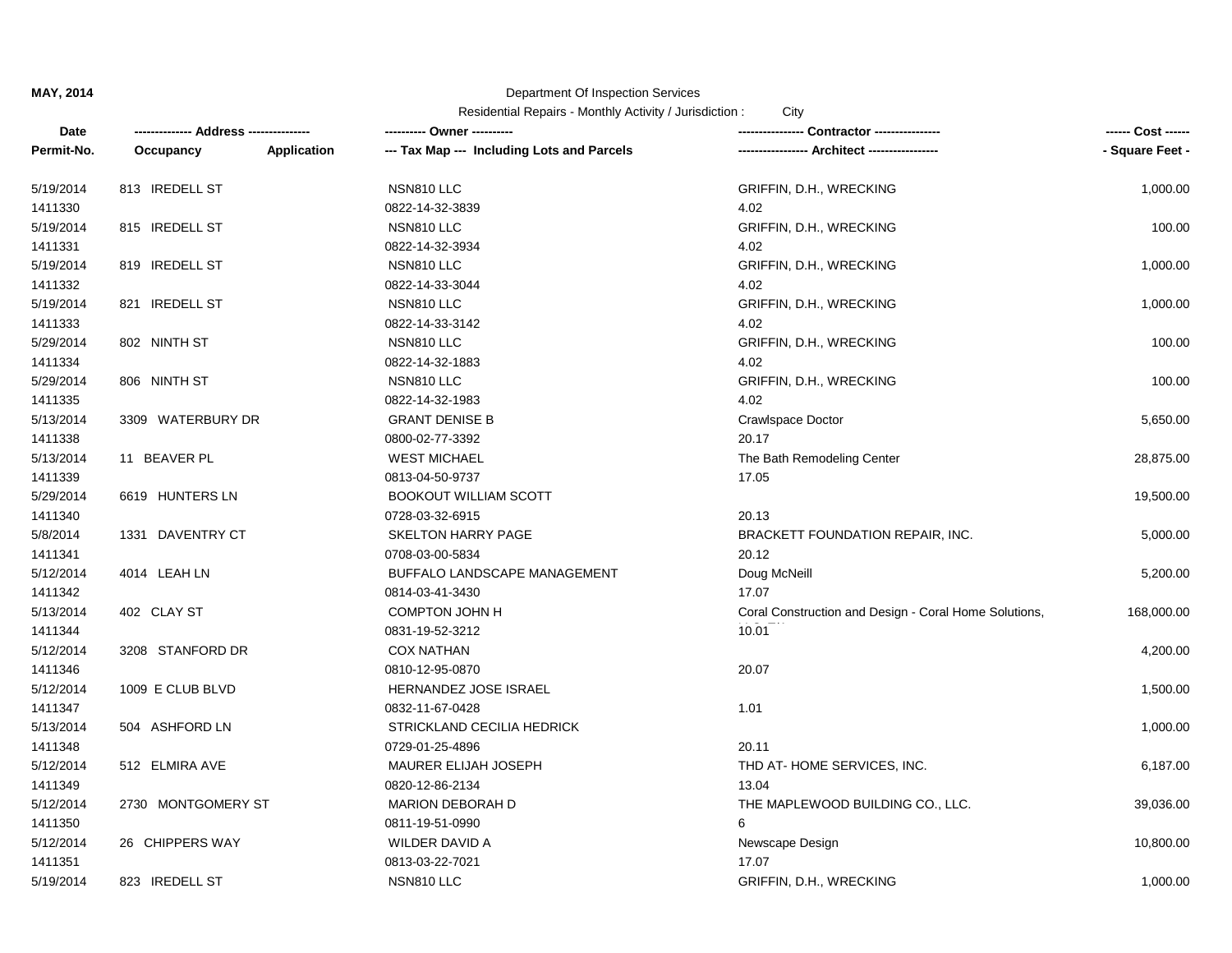MAY, 2014

Department Of Inspection Services

Residential Repairs - Monthly Activity / Jurisdiction : City

| Date<br>Permit-No. | ------------- Address --------------<br>Occupancy | Application | ---------- Owner ----------<br>--- Tax Map --- Including Lots and Parcels | --------------- Contractor ---------------<br>---------------- Architect ---------------- | ------ Cost ------<br>- Square Feet - |
|---|---|---|---|---|---|
| 5/19/2014 | 813 IREDELL ST | | NSN810 LLC | GRIFFIN, D.H., WRECKING | 1,000.00 |
| 1411330 | | | 0822-14-32-3839 | 4.02 | |
| 5/19/2014 | 815 IREDELL ST | | NSN810 LLC | GRIFFIN, D.H., WRECKING | 100.00 |
| 1411331 | | | 0822-14-32-3934 | 4.02 | |
| 5/19/2014 | 819 IREDELL ST | | NSN810 LLC | GRIFFIN, D.H., WRECKING | 1,000.00 |
| 1411332 | | | 0822-14-33-3044 | 4.02 | |
| 5/19/2014 | 821 IREDELL ST | | NSN810 LLC | GRIFFIN, D.H., WRECKING | 1,000.00 |
| 1411333 | | | 0822-14-33-3142 | 4.02 | |
| 5/29/2014 | 802 NINTH ST | | NSN810 LLC | GRIFFIN, D.H., WRECKING | 100.00 |
| 1411334 | | | 0822-14-32-1883 | 4.02 | |
| 5/29/2014 | 806 NINTH ST | | NSN810 LLC | GRIFFIN, D.H., WRECKING | 100.00 |
| 1411335 | | | 0822-14-32-1983 | 4.02 | |
| 5/13/2014 | 3309 WATERBURY DR | | GRANT DENISE B | Crawlspace Doctor | 5,650.00 |
| 1411338 | | | 0800-02-77-3392 | 20.17 | |
| 5/13/2014 | 11 BEAVER PL | | WEST MICHAEL | The Bath Remodeling Center | 28,875.00 |
| 1411339 | | | 0813-04-50-9737 | 17.05 | |
| 5/29/2014 | 6619 HUNTERS LN | | BOOKOUT WILLIAM SCOTT | | 19,500.00 |
| 1411340 | | | 0728-03-32-6915 | 20.13 | |
| 5/8/2014 | 1331 DAVENTRY CT | | SKELTON HARRY PAGE | BRACKETT FOUNDATION REPAIR, INC. | 5,000.00 |
| 1411341 | | | 0708-03-00-5834 | 20.12 | |
| 5/12/2014 | 4014 LEAH LN | | BUFFALO LANDSCAPE MANAGEMENT | Doug McNeill | 5,200.00 |
| 1411342 | | | 0814-03-41-3430 | 17.07 | |
| 5/13/2014 | 402 CLAY ST | | COMPTON JOHN H | Coral Construction and Design - Coral Home Solutions, | 168,000.00 |
| 1411344 | | | 0831-19-52-3212 | 10.01 | |
| 5/12/2014 | 3208 STANFORD DR | | COX NATHAN | | 4,200.00 |
| 1411346 | | | 0810-12-95-0870 | 20.07 | |
| 5/12/2014 | 1009 E CLUB BLVD | | HERNANDEZ JOSE ISRAEL | | 1,500.00 |
| 1411347 | | | 0832-11-67-0428 | 1.01 | |
| 5/13/2014 | 504 ASHFORD LN | | STRICKLAND CECILIA HEDRICK | | 1,000.00 |
| 1411348 | | | 0729-01-25-4896 | 20.11 | |
| 5/12/2014 | 512 ELMIRA AVE | | MAURER ELIJAH JOSEPH | THD AT- HOME SERVICES, INC. | 6,187.00 |
| 1411349 | | | 0820-12-86-2134 | 13.04 | |
| 5/12/2014 | 2730 MONTGOMERY ST | | MARION DEBORAH D | THE MAPLEWOOD BUILDING CO., LLC. | 39,036.00 |
| 1411350 | | | 0811-19-51-0990 | 6 | |
| 5/12/2014 | 26 CHIPPERS WAY | | WILDER DAVID A | Newscape Design | 10,800.00 |
| 1411351 | | | 0813-03-22-7021 | 17.07 | |
| 5/19/2014 | 823 IREDELL ST | | NSN810 LLC | GRIFFIN, D.H., WRECKING | 1,000.00 |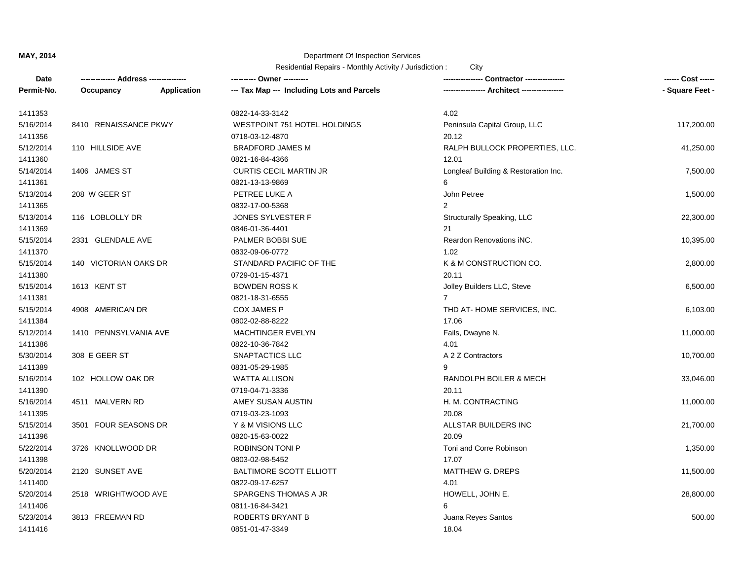**MAY, 2014**

Department Of Inspection Services

Residential Repairs - Monthly Activity / Jurisdiction : City

| Date | ------------- Address -------------- | | ---------- Owner ---------- | --------------- Contractor --------------- | ------ Cost ------ |
|---|---|---|---|---|---|
| Permit-No. | Occupancy | Application | --- Tax Map --- Including Lots and Parcels | ---------------- Architect ---------------- | - Square Feet - |
| 1411353 | | | 0822-14-33-3142 | 4.02 | |
| 5/16/2014 | 8410 RENAISSANCE PKWY | | WESTPOINT 751 HOTEL HOLDINGS | Peninsula Capital Group, LLC | 117,200.00 |
| 1411356 | | | 0718-03-12-4870 | 20.12 | |
| 5/12/2014 | 110 HILLSIDE AVE | | BRADFORD JAMES M | RALPH BULLOCK PROPERTIES, LLC. | 41,250.00 |
| 1411360 | | | 0821-16-84-4366 | 12.01 | |
| 5/14/2014 | 1406 JAMES ST | | CURTIS CECIL MARTIN JR | Longleaf Building & Restoration Inc. | 7,500.00 |
| 1411361 | | | 0821-13-13-9869 | 6 | |
| 5/13/2014 | 208 W GEER ST | | PETREE LUKE A | John Petree | 1,500.00 |
| 1411365 | | | 0832-17-00-5368 | 2 | |
| 5/13/2014 | 116 LOBLOLLY DR | | JONES SYLVESTER F | Structurally Speaking, LLC | 22,300.00 |
| 1411369 | | | 0846-01-36-4401 | 21 | |
| 5/15/2014 | 2331 GLENDALE AVE | | PALMER BOBBI SUE | Reardon Renovations iNC. | 10,395.00 |
| 1411370 | | | 0832-09-06-0772 | 1.02 | |
| 5/15/2014 | 140 VICTORIAN OAKS DR | | STANDARD PACIFIC OF THE | K & M CONSTRUCTION CO. | 2,800.00 |
| 1411380 | | | 0729-01-15-4371 | 20.11 | |
| 5/15/2014 | 1613 KENT ST | | BOWDEN ROSS K | Jolley Builders LLC, Steve | 6,500.00 |
| 1411381 | | | 0821-18-31-6555 | 7 | |
| 5/15/2014 | 4908 AMERICAN DR | | COX JAMES P | THD AT- HOME SERVICES, INC. | 6,103.00 |
| 1411384 | | | 0802-02-88-8222 | 17.06 | |
| 5/12/2014 | 1410 PENNSYLVANIA AVE | | MACHTINGER EVELYN | Fails, Dwayne N. | 11,000.00 |
| 1411386 | | | 0822-10-36-7842 | 4.01 | |
| 5/30/2014 | 308 E GEER ST | | SNAPTACTICS LLC | A 2 Z Contractors | 10,700.00 |
| 1411389 | | | 0831-05-29-1985 | 9 | |
| 5/16/2014 | 102 HOLLOW OAK DR | | WATTA ALLISON | RANDOLPH BOILER & MECH | 33,046.00 |
| 1411390 | | | 0719-04-71-3336 | 20.11 | |
| 5/16/2014 | 4511 MALVERN RD | | AMEY SUSAN AUSTIN | H. M. CONTRACTING | 11,000.00 |
| 1411395 | | | 0719-03-23-1093 | 20.08 | |
| 5/15/2014 | 3501 FOUR SEASONS DR | | Y & M VISIONS LLC | ALLSTAR BUILDERS INC | 21,700.00 |
| 1411396 | | | 0820-15-63-0022 | 20.09 | |
| 5/22/2014 | 3726 KNOLLWOOD DR | | ROBINSON TONI P | Toni and Corre Robinson | 1,350.00 |
| 1411398 | | | 0803-02-98-5452 | 17.07 | |
| 5/20/2014 | 2120 SUNSET AVE | | BALTIMORE SCOTT ELLIOTT | MATTHEW G. DREPS | 11,500.00 |
| 1411400 | | | 0822-09-17-6257 | 4.01 | |
| 5/20/2014 | 2518 WRIGHTWOOD AVE | | SPARGENS THOMAS A JR | HOWELL, JOHN E. | 28,800.00 |
| 1411406 | | | 0811-16-84-3421 | 6 | |
| 5/23/2014 | 3813 FREEMAN RD | | ROBERTS BRYANT B | Juana Reyes Santos | 500.00 |
| 1411416 | | | 0851-01-47-3349 | 18.04 | |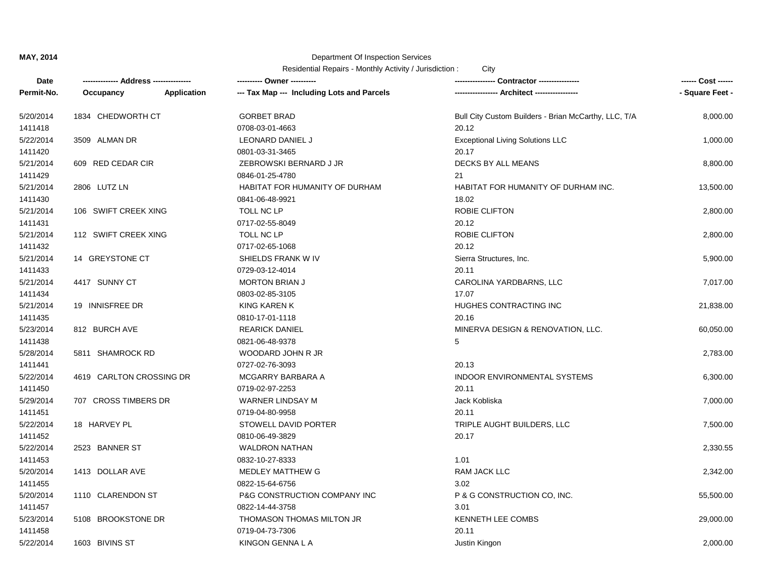**MAY, 2014**

Department Of Inspection Services

Residential Repairs - Monthly Activity / Jurisdiction : City

| Date<br>Permit-No. | ------------- Address --------------<br>Occupancy Application | ---------- Owner ----------<br>--- Tax Map --- Including Lots and Parcels | --------------- Contractor ---------------<br>---------------- Architect ---------------- | ------ Cost ------<br>- Square Feet - |
|---|---|---|---|---|
| 5/20/2014<br>1411418 | 1834 CHEDWORTH CT | GORBET BRAD<br>0708-03-01-4663 | Bull City Custom Builders - Brian McCarthy, LLC, T/A<br>20.12 | 8,000.00 |
| 5/22/2014<br>1411420 | 3509 ALMAN DR | LEONARD DANIEL J<br>0801-03-31-3465 | Exceptional Living Solutions LLC<br>20.17 | 1,000.00 |
| 5/21/2014<br>1411429 | 609 RED CEDAR CIR | ZEBROWSKI BERNARD J JR<br>0846-01-25-4780 | DECKS BY ALL MEANS<br>21 | 8,800.00 |
| 5/21/2014<br>1411430 | 2806 LUTZ LN | HABITAT FOR HUMANITY OF DURHAM<br>0841-06-48-9921 | HABITAT FOR HUMANITY OF DURHAM INC.<br>18.02 | 13,500.00 |
| 5/21/2014<br>1411431 | 106 SWIFT CREEK XING | TOLL NC LP<br>0717-02-55-8049 | ROBIE CLIFTON<br>20.12 | 2,800.00 |
| 5/21/2014<br>1411432 | 112 SWIFT CREEK XING | TOLL NC LP<br>0717-02-65-1068 | ROBIE CLIFTON<br>20.12 | 2,800.00 |
| 5/21/2014<br>1411433 | 14 GREYSTONE CT | SHIELDS FRANK W IV<br>0729-03-12-4014 | Sierra Structures, Inc.<br>20.11 | 5,900.00 |
| 5/21/2014<br>1411434 | 4417 SUNNY CT | MORTON BRIAN J<br>0803-02-85-3105 | CAROLINA YARDBARNS, LLC<br>17.07 | 7,017.00 |
| 5/21/2014<br>1411435 | 19 INNISFREE DR | KING KAREN K<br>0810-17-01-1118 | HUGHES CONTRACTING INC<br>20.16 | 21,838.00 |
| 5/23/2014<br>1411438 | 812 BURCH AVE | REARICK DANIEL<br>0821-06-48-9378 | MINERVA DESIGN & RENOVATION, LLC.<br>5 | 60,050.00 |
| 5/28/2014<br>1411441 | 5811 SHAMROCK RD | WOODARD JOHN R JR<br>0727-02-76-3093 | <br>20.13 | 2,783.00 |
| 5/22/2014<br>1411450 | 4619 CARLTON CROSSING DR | MCGARRY BARBARA A<br>0719-02-97-2253 | INDOOR ENVIRONMENTAL SYSTEMS<br>20.11 | 6,300.00 |
| 5/29/2014<br>1411451 | 707 CROSS TIMBERS DR | WARNER LINDSAY M<br>0719-04-80-9958 | Jack Kobliska<br>20.11 | 7,000.00 |
| 5/22/2014<br>1411452 | 18 HARVEY PL | STOWELL DAVID PORTER<br>0810-06-49-3829 | TRIPLE AUGHT BUILDERS, LLC<br>20.17 | 7,500.00 |
| 5/22/2014<br>1411453 | 2523 BANNER ST | WALDRON NATHAN<br>0832-10-27-8333 | <br>1.01 | 2,330.55 |
| 5/20/2014<br>1411455 | 1413 DOLLAR AVE | MEDLEY MATTHEW G<br>0822-15-64-6756 | RAM JACK LLC<br>3.02 | 2,342.00 |
| 5/20/2014<br>1411457 | 1110 CLARENDON ST | P&G CONSTRUCTION COMPANY INC<br>0822-14-44-3758 | P & G CONSTRUCTION CO, INC.<br>3.01 | 55,500.00 |
| 5/23/2014<br>1411458 | 5108 BROOKSTONE DR | THOMASON THOMAS MILTON JR<br>0719-04-73-7306 | KENNETH LEE COMBS<br>20.11 | 29,000.00 |
| 5/22/2014 | 1603 BIVINS ST | KINGON GENNA L A | Justin Kingon | 2,000.00 |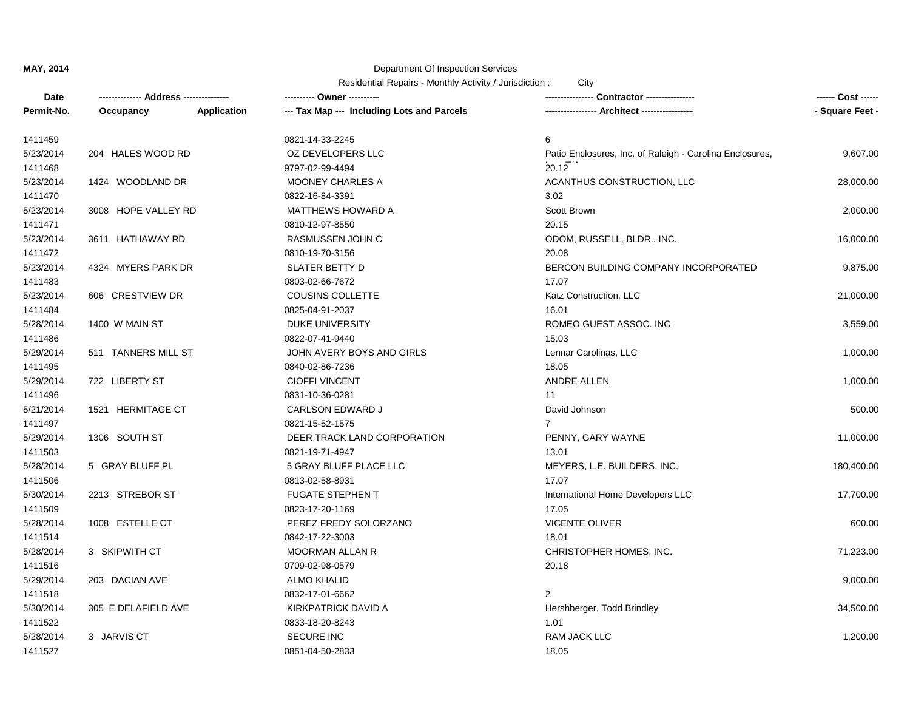**MAY, 2014**

Department Of Inspection Services

Residential Repairs - Monthly Activity / Jurisdiction : City

| Date / Permit-No. | Address / Occupancy / Application | Owner / Tax Map --- Including Lots and Parcels | Contractor / Architect | Cost / Square Feet |
|---|---|---|---|---|
| 1411459 | | 0821-14-33-2245 | 6 | |
| 5/23/2014<br>1411468 | 204 HALES WOOD RD | OZ DEVELOPERS LLC<br>9797-02-99-4494 | Patio Enclosures, Inc. of Raleigh - Carolina Enclosures,<br>20.12 | 9,607.00 |
| 5/23/2014<br>1411470 | 1424 WOODLAND DR | MOONEY CHARLES A<br>0822-16-84-3391 | ACANTHUS CONSTRUCTION, LLC<br>3.02 | 28,000.00 |
| 5/23/2014<br>1411471 | 3008 HOPE VALLEY RD | MATTHEWS HOWARD A<br>0810-12-97-8550 | Scott Brown<br>20.15 | 2,000.00 |
| 5/23/2014<br>1411472 | 3611 HATHAWAY RD | RASMUSSEN JOHN C<br>0810-19-70-3156 | ODOM, RUSSELL, BLDR., INC.<br>20.08 | 16,000.00 |
| 5/23/2014<br>1411483 | 4324 MYERS PARK DR | SLATER BETTY D<br>0803-02-66-7672 | BERCON BUILDING COMPANY INCORPORATED<br>17.07 | 9,875.00 |
| 5/23/2014<br>1411484 | 606 CRESTVIEW DR | COUSINS COLLETTE<br>0825-04-91-2037 | Katz Construction, LLC<br>16.01 | 21,000.00 |
| 5/28/2014<br>1411486 | 1400 W MAIN ST | DUKE UNIVERSITY<br>0822-07-41-9440 | ROMEO GUEST ASSOC. INC<br>15.03 | 3,559.00 |
| 5/29/2014<br>1411495 | 511 TANNERS MILL ST | JOHN AVERY BOYS AND GIRLS<br>0840-02-86-7236 | Lennar Carolinas, LLC<br>18.05 | 1,000.00 |
| 5/29/2014<br>1411496 | 722 LIBERTY ST | CIOFFI VINCENT<br>0831-10-36-0281 | ANDRE ALLEN<br>11 | 1,000.00 |
| 5/21/2014<br>1411497 | 1521 HERMITAGE CT | CARLSON EDWARD J<br>0821-15-52-1575 | David Johnson<br>7 | 500.00 |
| 5/29/2014<br>1411503 | 1306 SOUTH ST | DEER TRACK LAND CORPORATION<br>0821-19-71-4947 | PENNY, GARY WAYNE<br>13.01 | 11,000.00 |
| 5/28/2014<br>1411506 | 5 GRAY BLUFF PL | 5 GRAY BLUFF PLACE LLC<br>0813-02-58-8931 | MEYERS, L.E. BUILDERS, INC.<br>17.07 | 180,400.00 |
| 5/30/2014<br>1411509 | 2213 STREBOR ST | FUGATE STEPHEN T<br>0823-17-20-1169 | International Home Developers LLC<br>17.05 | 17,700.00 |
| 5/28/2014<br>1411514 | 1008 ESTELLE CT | PEREZ FREDY SOLORZANO<br>0842-17-22-3003 | VICENTE OLIVER<br>18.01 | 600.00 |
| 5/28/2014<br>1411516 | 3 SKIPWITH CT | MOORMAN ALLAN R<br>0709-02-98-0579 | CHRISTOPHER HOMES, INC.<br>20.18 | 71,223.00 |
| 5/29/2014<br>1411518 | 203 DACIAN AVE | ALMO KHALID<br>0832-17-01-6662 | <br>2 | 9,000.00 |
| 5/30/2014<br>1411522 | 305 E DELAFIELD AVE | KIRKPATRICK DAVID A<br>0833-18-20-8243 | Hershberger, Todd Brindley<br>1.01 | 34,500.00 |
| 5/28/2014<br>1411527 | 3 JARVIS CT | SECURE INC<br>0851-04-50-2833 | RAM JACK LLC<br>18.05 | 1,200.00 |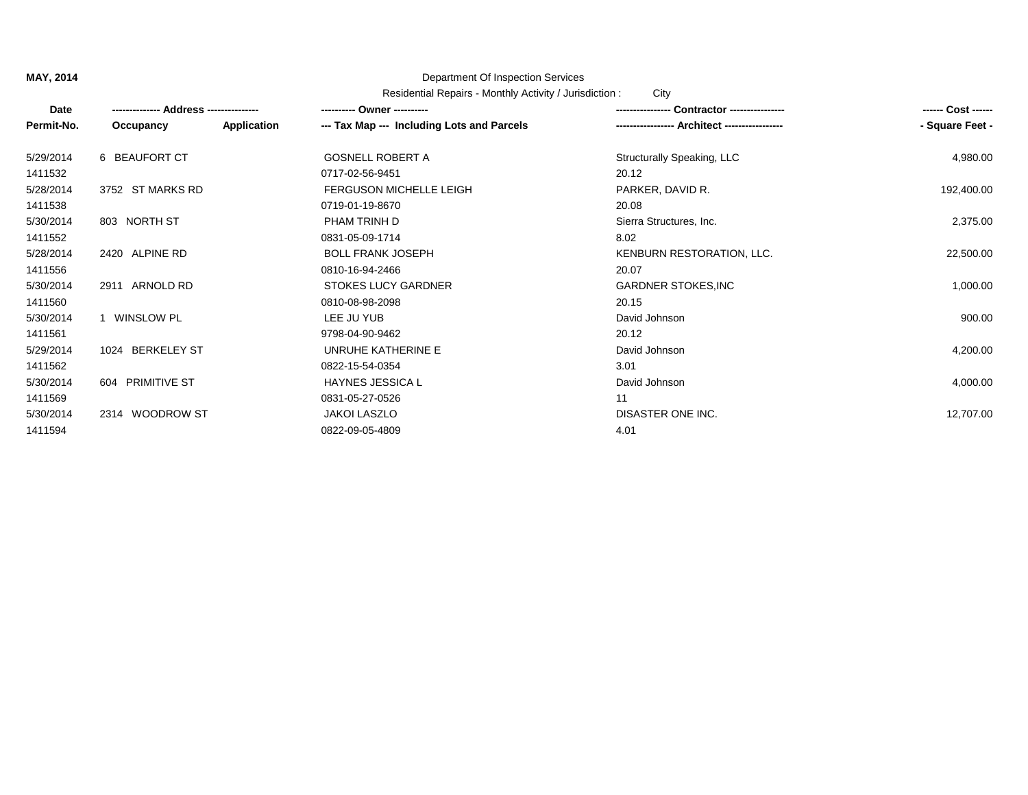MAY, 2014

Department Of Inspection Services

Residential Repairs - Monthly Activity / Jurisdiction : City

| Date<br>Permit-No. | -------------- Address --------------<br>Occupancy | Application | ---------- Owner ----------<br>--- Tax Map --- Including Lots and Parcels | ---------------- Contractor ----------------<br>----------------- Architect ----------------- | ------ Cost ------<br>- Square Feet - |
|---|---|---|---|---|---|
| 5/29/2014<br>1411532 | 6 BEAUFORT CT | | GOSNELL ROBERT A<br>0717-02-56-9451 | Structurally Speaking, LLC<br>20.12 | 4,980.00 |
| 5/28/2014<br>1411538 | 3752 ST MARKS RD | | FERGUSON MICHELLE LEIGH<br>0719-01-19-8670 | PARKER, DAVID R.<br>20.08 | 192,400.00 |
| 5/30/2014<br>1411552 | 803 NORTH ST | | PHAM TRINH D<br>0831-05-09-1714 | Sierra Structures, Inc.<br>8.02 | 2,375.00 |
| 5/28/2014<br>1411556 | 2420 ALPINE RD | | BOLL FRANK JOSEPH<br>0810-16-94-2466 | KENBURN RESTORATION, LLC.<br>20.07 | 22,500.00 |
| 5/30/2014<br>1411560 | 2911 ARNOLD RD | | STOKES LUCY GARDNER<br>0810-08-98-2098 | GARDNER STOKES,INC<br>20.15 | 1,000.00 |
| 5/30/2014<br>1411561 | 1 WINSLOW PL | | LEE JU YUB<br>9798-04-90-9462 | David Johnson<br>20.12 | 900.00 |
| 5/29/2014<br>1411562 | 1024 BERKELEY ST | | UNRUHE KATHERINE E<br>0822-15-54-0354 | David Johnson<br>3.01 | 4,200.00 |
| 5/30/2014<br>1411569 | 604 PRIMITIVE ST | | HAYNES JESSICA L<br>0831-05-27-0526 | David Johnson<br>11 | 4,000.00 |
| 5/30/2014<br>1411594 | 2314 WOODROW ST | | JAKOI LASZLO<br>0822-09-05-4809 | DISASTER ONE INC.<br>4.01 | 12,707.00 |